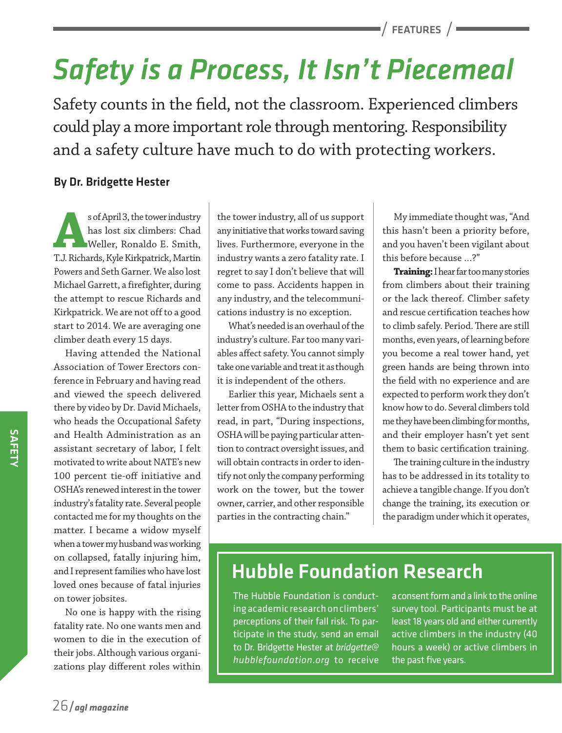# Safety is a Process, It Isn't Piecemeal

Safety counts in the field, not the classroom. Experienced climbers could play a more important role through mentoring. Responsibility and a safety culture have much to do with protecting workers.

**By Dr. Bridgette Hester**

As of April 3, the tower industry has lost six climbers: Chad Weller, Ronaldo E. Smith, T.J. Richards, Kyle Kirkpatrick, Martin Powers and Seth Garner. We also lost Michael Garrett, a firefighter, during the attempt to rescue Richards and Kirkpatrick. We are not off to a good start to 2014. We are averaging one climber death every 15 days.

Having attended the National Association of Tower Erectors conference in February and having read and viewed the speech delivered there by video by Dr. David Michaels, who heads the Occupational Safety and Health Administration as an assistant secretary of labor, I felt motivated to write about NATE's new 100 percent tie-off initiative and OSHA's renewed interest in the tower industry's fatality rate. Several people contacted me for my thoughts on the matter. I became a widow myself when a tower my husband was working on collapsed, fatally injuring him, and I represent families who have lost loved ones because of fatal injuries on tower jobsites.

No one is happy with the rising fatality rate. No one wants men and women to die in the execution of their jobs. Although various organizations play different roles within the tower industry, all of us support any initiative that works toward saving lives. Furthermore, everyone in the industry wants a zero fatality rate. I regret to say I don't believe that will come to pass. Accidents happen in any industry, and the telecommunications industry is no exception.

What's needed is an overhaul of the industry's culture. Far too many variables affect safety. You cannot simply take one variable and treat it as though it is independent of the others.

Earlier this year, Michaels sent a letter from OSHA to the industry that read, in part, "During inspections, OSHA will be paying particular attention to contract oversight issues, and will obtain contracts in order to identify not only the company performing work on the tower, but the tower owner, carrier, and other responsible parties in the contracting chain."

My immediate thought was, "And this hasn't been a priority before, and you haven't been vigilant about this before because ...?"

**Training:** I hear far too many stories from climbers about their training or the lack thereof. Climber safety and rescue certification teaches how to climb safely. Period. There are still months, even years, of learning before you become a real tower hand, yet green hands are being thrown into the field with no experience and are expected to perform work they don't know how to do. Several climbers told me they have been climbing for months, and their employer hasn't yet sent them to basic certification training.

The training culture in the industry has to be addressed in its totality to achieve a tangible change. If you don't change the training, its execution or the paradigm under which it operates,

## Hubble Foundation Research

The Hubble Foundation is conducting academic research on climbers' perceptions of their fall risk. To participate in the study, send an email to Dr. Bridgette Hester at *bridgette@hubblefoundation.org* to receive a consent form and a link to the online survey tool. Participants must be at least 18 years old and either currently active climbers in the industry (40 hours a week) or active climbers in the past five years.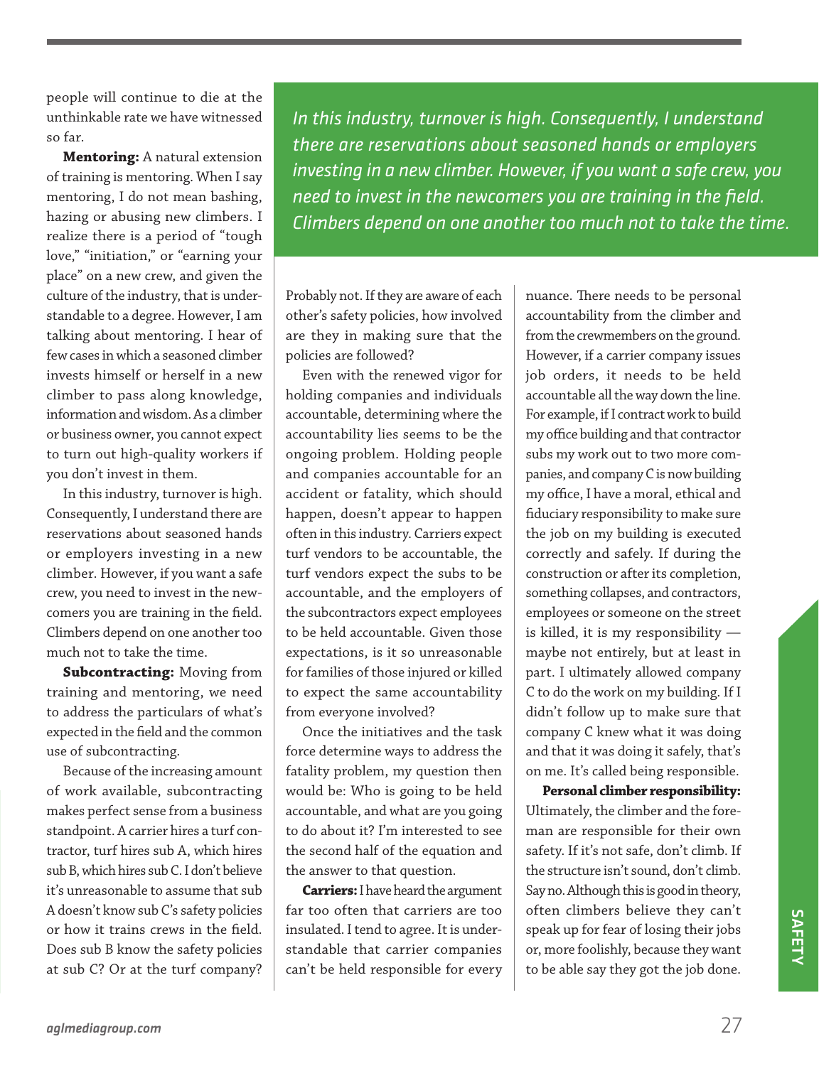people will continue to die at the unthinkable rate we have witnessed so far.

**Mentoring:** A natural extension of training is mentoring. When I say mentoring, I do not mean bashing, hazing or abusing new climbers. I realize there is a period of "tough love," "initiation," or "earning your place" on a new crew, and given the culture of the industry, that is understandable to a degree. However, I am talking about mentoring. I hear of few cases in which a seasoned climber invests himself or herself in a new climber to pass along knowledge, information and wisdom. As a climber or business owner, you cannot expect to turn out high-quality workers if you don't invest in them.

In this industry, turnover is high. Consequently, I understand there are reservations about seasoned hands or employers investing in a new climber. However, if you want a safe crew, you need to invest in the newcomers you are training in the field. Climbers depend on one another too much not to take the time.

*In this industry, turnover is high. Consequently, I understand there are reservations about seasoned hands or employers investing in a new climber. However, if you want a safe crew, you need to invest in the newcomers you are training in the field. Climbers depend on one another too much not to take the time.*

**Subcontracting:** Moving from training and mentoring, we need to address the particulars of what's expected in the field and the common use of subcontracting.

Because of the increasing amount of work available, subcontracting makes perfect sense from a business standpoint. A carrier hires a turf contractor, turf hires sub A, which hires sub B, which hires sub C. I don't believe it's unreasonable to assume that sub A doesn't know sub C's safety policies or how it trains crews in the field. Does sub B know the safety policies at sub C? Or at the turf company? Probably not. If they are aware of each other's safety policies, how involved are they in making sure that the policies are followed?

Even with the renewed vigor for holding companies and individuals accountable, determining where the accountability lies seems to be the ongoing problem. Holding people and companies accountable for an accident or fatality, which should happen, doesn't appear to happen often in this industry. Carriers expect turf vendors to be accountable, the turf vendors expect the subs to be accountable, and the employers of the subcontractors expect employees to be held accountable. Given those expectations, is it so unreasonable for families of those injured or killed to expect the same accountability from everyone involved?

Once the initiatives and the task force determine ways to address the fatality problem, my question then would be: Who is going to be held accountable, and what are you going to do about it? I'm interested to see the second half of the equation and the answer to that question.

**Carriers:** I have heard the argument far too often that carriers are too insulated. I tend to agree. It is understandable that carrier companies can't be held responsible for every nuance. There needs to be personal accountability from the climber and from the crewmembers on the ground. However, if a carrier company issues job orders, it needs to be held accountable all the way down the line. For example, if I contract work to build my office building and that contractor subs my work out to two more companies, and company C is now building my office, I have a moral, ethical and fiduciary responsibility to make sure the job on my building is executed correctly and safely. If during the construction or after its completion, something collapses, and contractors, employees or someone on the street is killed, it is my responsibility — maybe not entirely, but at least in part. I ultimately allowed company C to do the work on my building. If I didn't follow up to make sure that company C knew what it was doing and that it was doing it safely, that's on me. It's called being responsible.

**Personal climber responsibility:** Ultimately, the climber and the foreman are responsible for their own safety. If it's not safe, don't climb. If the structure isn't sound, don't climb. Say no. Although this is good in theory, often climbers believe they can't speak up for fear of losing their jobs or, more foolishly, because they want to be able say they got the job done.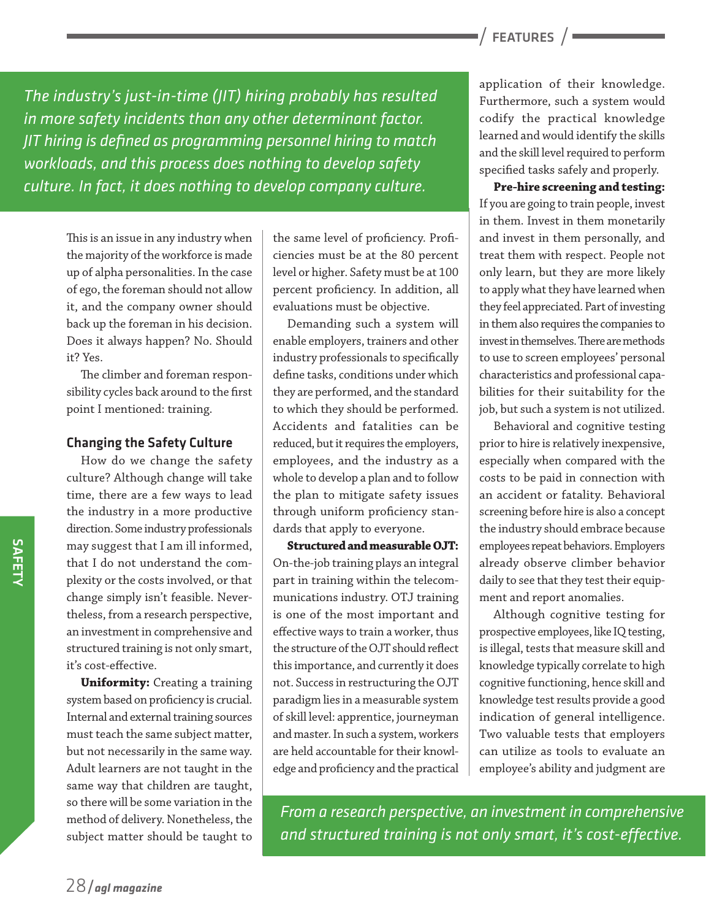*The industry's just-in-time (JIT) hiring probably has resulted in more safety incidents than any other determinant factor. JIT hiring is defined as programming personnel hiring to match workloads, and this process does nothing to develop safety culture. In fact, it does nothing to develop company culture.*

This is an issue in any industry when the majority of the workforce is made up of alpha personalities. In the case of ego, the foreman should not allow it, and the company owner should back up the foreman in his decision. Does it always happen? No. Should it? Yes.

The climber and foreman responsibility cycles back around to the first point I mentioned: training.

### Changing the Safety Culture

How do we change the safety culture? Although change will take time, there are a few ways to lead the industry in a more productive direction. Some industry professionals may suggest that I am ill informed, that I do not understand the complexity or the costs involved, or that change simply isn't feasible. Nevertheless, from a research perspective, an investment in comprehensive and structured training is not only smart, it's cost-effective.

**Uniformity:** Creating a training system based on proficiency is crucial. Internal and external training sources must teach the same subject matter, but not necessarily in the same way. Adult learners are not taught in the same way that children are taught, so there will be some variation in the method of delivery. Nonetheless, the subject matter should be taught to the same level of proficiency. Proficiencies must be at the 80 percent level or higher. Safety must be at 100 percent proficiency. In addition, all evaluations must be objective.

Demanding such a system will enable employers, trainers and other industry professionals to specifically define tasks, conditions under which they are performed, and the standard to which they should be performed. Accidents and fatalities can be reduced, but it requires the employers, employees, and the industry as a whole to develop a plan and to follow the plan to mitigate safety issues through uniform proficiency standards that apply to everyone.

**Structured and measurable OJT:** On-the-job training plays an integral part in training within the telecommunications industry. OTJ training is one of the most important and effective ways to train a worker, thus the structure of the OJT should reflect this importance, and currently it does not. Success in restructuring the OJT paradigm lies in a measurable system of skill level: apprentice, journeyman and master. In such a system, workers are held accountable for their knowledge and proficiency and the practical application of their knowledge. Furthermore, such a system would codify the practical knowledge learned and would identify the skills and the skill level required to perform specified tasks safely and properly.

**Pre-hire screening and testing:** If you are going to train people, invest in them. Invest in them monetarily and invest in them personally, and treat them with respect. People not only learn, but they are more likely to apply what they have learned when they feel appreciated. Part of investing in them also requires the companies to invest in themselves. There are methods to use to screen employees' personal characteristics and professional capabilities for their suitability for the job, but such a system is not utilized.

Behavioral and cognitive testing prior to hire is relatively inexpensive, especially when compared with the costs to be paid in connection with an accident or fatality. Behavioral screening before hire is also a concept the industry should embrace because employees repeat behaviors. Employers already observe climber behavior daily to see that they test their equipment and report anomalies.

Although cognitive testing for prospective employees, like IQ testing, is illegal, tests that measure skill and knowledge typically correlate to high cognitive functioning, hence skill and knowledge test results provide a good indication of general intelligence. Two valuable tests that employers can utilize as tools to evaluate an employee's ability and judgment are

*From a research perspective, an investment in comprehensive and structured training is not only smart, it's cost-effective.*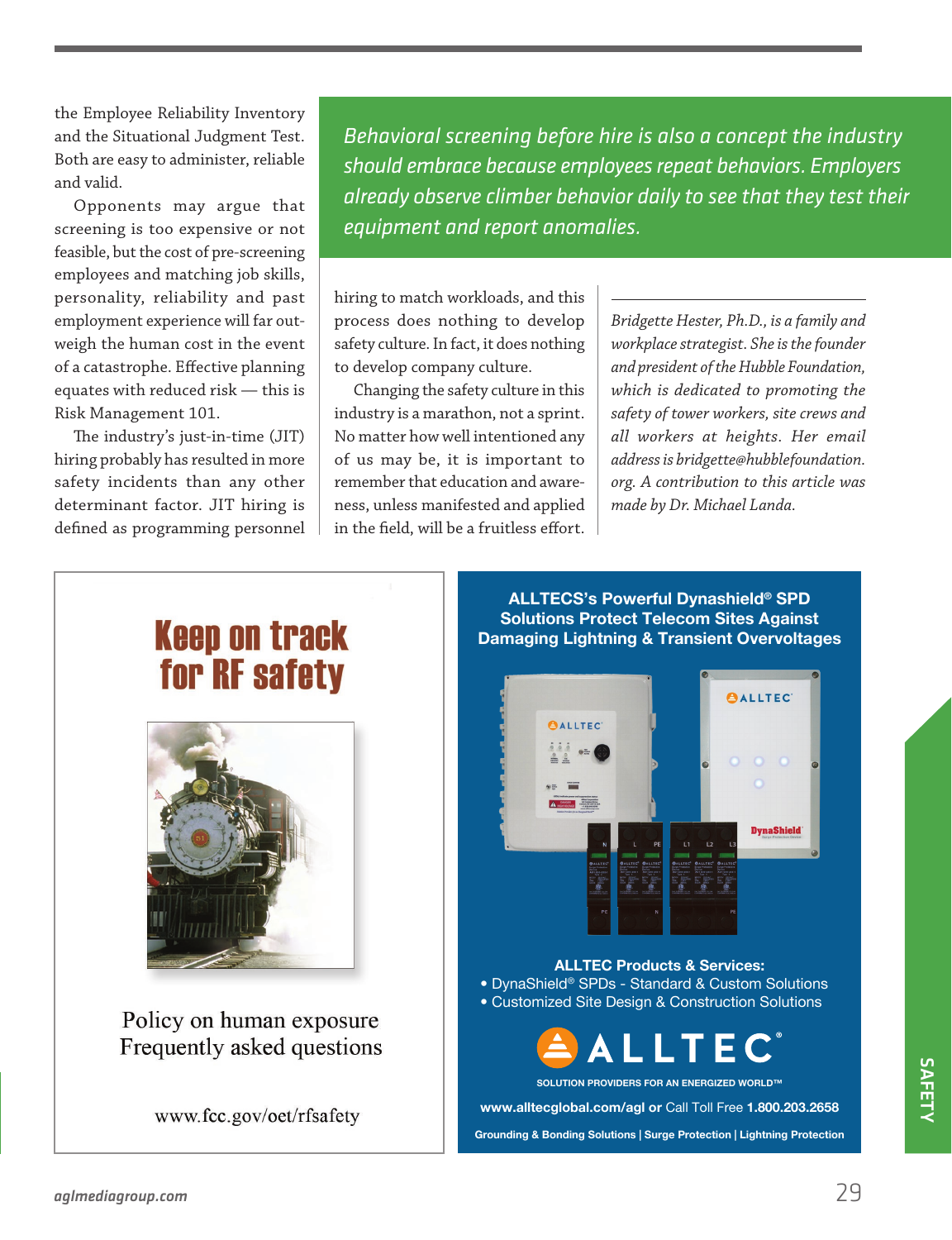the Employee Reliability Inventory and the Situational Judgment Test. Both are easy to administer, reliable and valid.

Opponents may argue that screening is too expensive or not feasible, but the cost of pre-screening employees and matching job skills, personality, reliability and past employment experience will far outweigh the human cost in the event of a catastrophe. Effective planning equates with reduced risk — this is Risk Management 101.

The industry's just-in-time (JIT) hiring probably has resulted in more safety incidents than any other determinant factor. JIT hiring is defined as programming personnel hiring to match workloads, and this process does nothing to develop safety culture. In fact, it does nothing to develop company culture.

*Behavioral screening before hire is also a concept the industry should embrace because employees repeat behaviors. Employers already observe climber behavior daily to see that they test their equipment and report anomalies.*

Changing the safety culture in this industry is a marathon, not a sprint. No matter how well intentioned any of us may be, it is important to remember that education and awareness, unless manifested and applied in the field, will be a fruitless effort.

---

*Bridgette Hester, Ph.D., is a family and workplace strategist. She is the founder and president of the Hubble Foundation, which is dedicated to promoting the safety of tower workers, site crews and all workers at heights. Her email address is bridgette@hubblefoundation.org. A contribution to this article was made by Dr. Michael Landa.*

---

**Keep on track for RF safety**

Policy on human exposure
Frequently asked questions

www.fcc.gov/oet/rfsafety

---

**ALLTECS's Powerful Dynashield® SPD Solutions Protect Telecom Sites Against Damaging Lightning & Transient Overvoltages**

**ALLTEC Products & Services:**

- DynaShield® SPDs - Standard & Custom Solutions
- Customized Site Design & Construction Solutions

**ALLTEC**

SOLUTION PROVIDERS FOR AN ENERGIZED WORLD™

**www.alltecglobal.com/agl or** Call Toll Free **1.800.203.2658**

**Grounding & Bonding Solutions | Surge Protection | Lightning Protection**